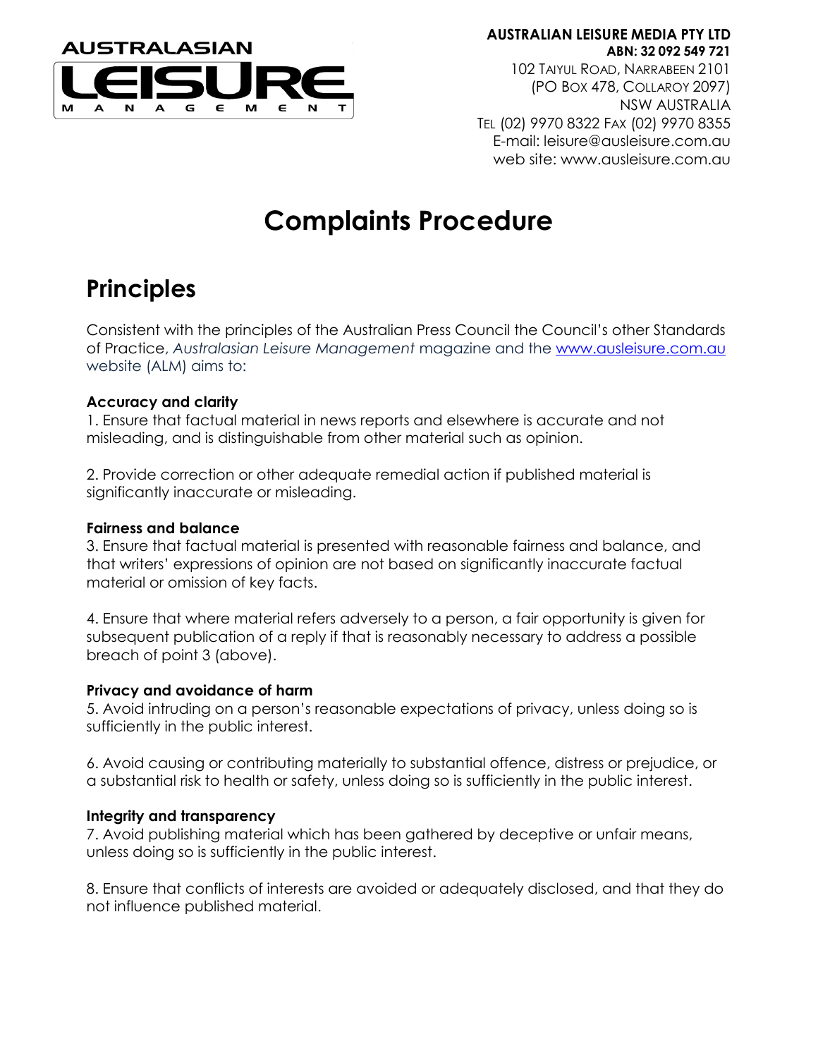AUSTRALASIAN LEISURE MANAGEMENT

**AUSTRALIAN LEISURE MEDIA PTY LTD**
**ABN: 32 092 549 721**
102 Taiyul Road, Narrabeen 2101
(PO Box 478, Collaroy 2097)
NSW AUSTRALIA
Tel (02) 9970 8322 Fax (02) 9970 8355
E-mail: leisure@ausleisure.com.au
web site: www.ausleisure.com.au

# Complaints Procedure

## Principles

Consistent with the principles of the Australian Press Council the Council's other Standards of Practice, *Australasian Leisure Management* magazine and the www.ausleisure.com.au website (ALM) aims to:

**Accuracy and clarity**

1. Ensure that factual material in news reports and elsewhere is accurate and not misleading, and is distinguishable from other material such as opinion.

2. Provide correction or other adequate remedial action if published material is significantly inaccurate or misleading.

**Fairness and balance**

3. Ensure that factual material is presented with reasonable fairness and balance, and that writers' expressions of opinion are not based on significantly inaccurate factual material or omission of key facts.

4. Ensure that where material refers adversely to a person, a fair opportunity is given for subsequent publication of a reply if that is reasonably necessary to address a possible breach of point 3 (above).

**Privacy and avoidance of harm**

5. Avoid intruding on a person's reasonable expectations of privacy, unless doing so is sufficiently in the public interest.

6. Avoid causing or contributing materially to substantial offence, distress or prejudice, or a substantial risk to health or safety, unless doing so is sufficiently in the public interest.

**Integrity and transparency**

7. Avoid publishing material which has been gathered by deceptive or unfair means, unless doing so is sufficiently in the public interest.

8. Ensure that conflicts of interests are avoided or adequately disclosed, and that they do not influence published material.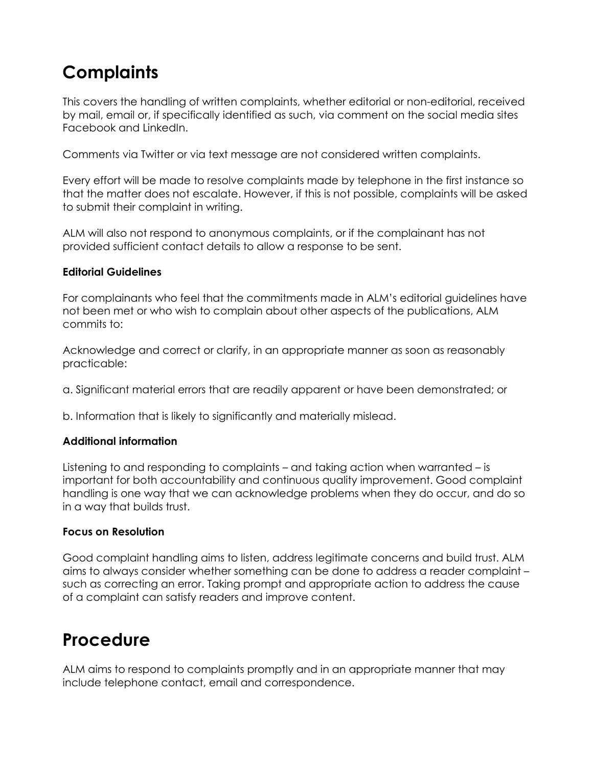# Complaints

This covers the handling of written complaints, whether editorial or non-editorial, received by mail, email or, if specifically identified as such, via comment on the social media sites Facebook and LinkedIn.

Comments via Twitter or via text message are not considered written complaints.

Every effort will be made to resolve complaints made by telephone in the first instance so that the matter does not escalate. However, if this is not possible, complaints will be asked to submit their complaint in writing.

ALM will also not respond to anonymous complaints, or if the complainant has not provided sufficient contact details to allow a response to be sent.

### Editorial Guidelines

For complainants who feel that the commitments made in ALM's editorial guidelines have not been met or who wish to complain about other aspects of the publications, ALM commits to:

Acknowledge and correct or clarify, in an appropriate manner as soon as reasonably practicable:

a. Significant material errors that are readily apparent or have been demonstrated; or

b. Information that is likely to significantly and materially mislead.

### Additional information

Listening to and responding to complaints – and taking action when warranted – is important for both accountability and continuous quality improvement. Good complaint handling is one way that we can acknowledge problems when they do occur, and do so in a way that builds trust.

### Focus on Resolution

Good complaint handling aims to listen, address legitimate concerns and build trust. ALM aims to always consider whether something can be done to address a reader complaint – such as correcting an error. Taking prompt and appropriate action to address the cause of a complaint can satisfy readers and improve content.

# Procedure

ALM aims to respond to complaints promptly and in an appropriate manner that may include telephone contact, email and correspondence.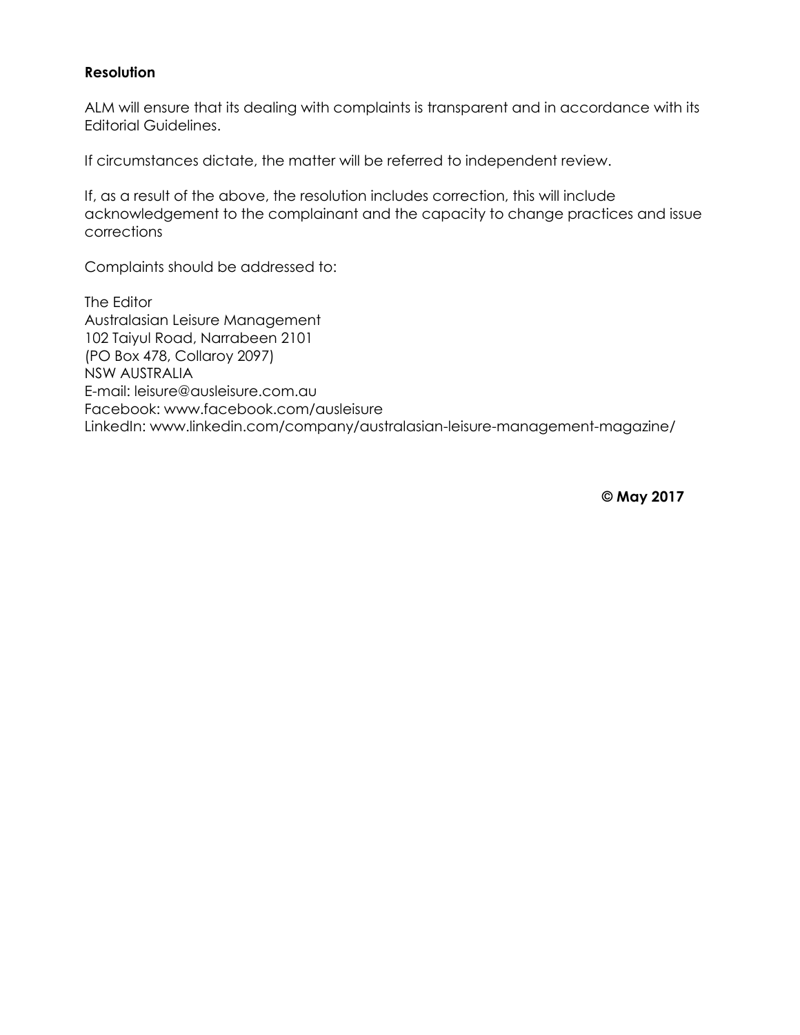**Resolution**

ALM will ensure that its dealing with complaints is transparent and in accordance with its Editorial Guidelines.

If circumstances dictate, the matter will be referred to independent review.

If, as a result of the above, the resolution includes correction, this will include acknowledgement to the complainant and the capacity to change practices and issue corrections

Complaints should be addressed to:

The Editor
Australasian Leisure Management
102 Taiyul Road, Narrabeen 2101
(PO Box 478, Collaroy 2097)
NSW AUSTRALIA
E-mail: leisure@ausleisure.com.au
Facebook: www.facebook.com/ausleisure
LinkedIn: www.linkedin.com/company/australasian-leisure-management-magazine/

**© May 2017**